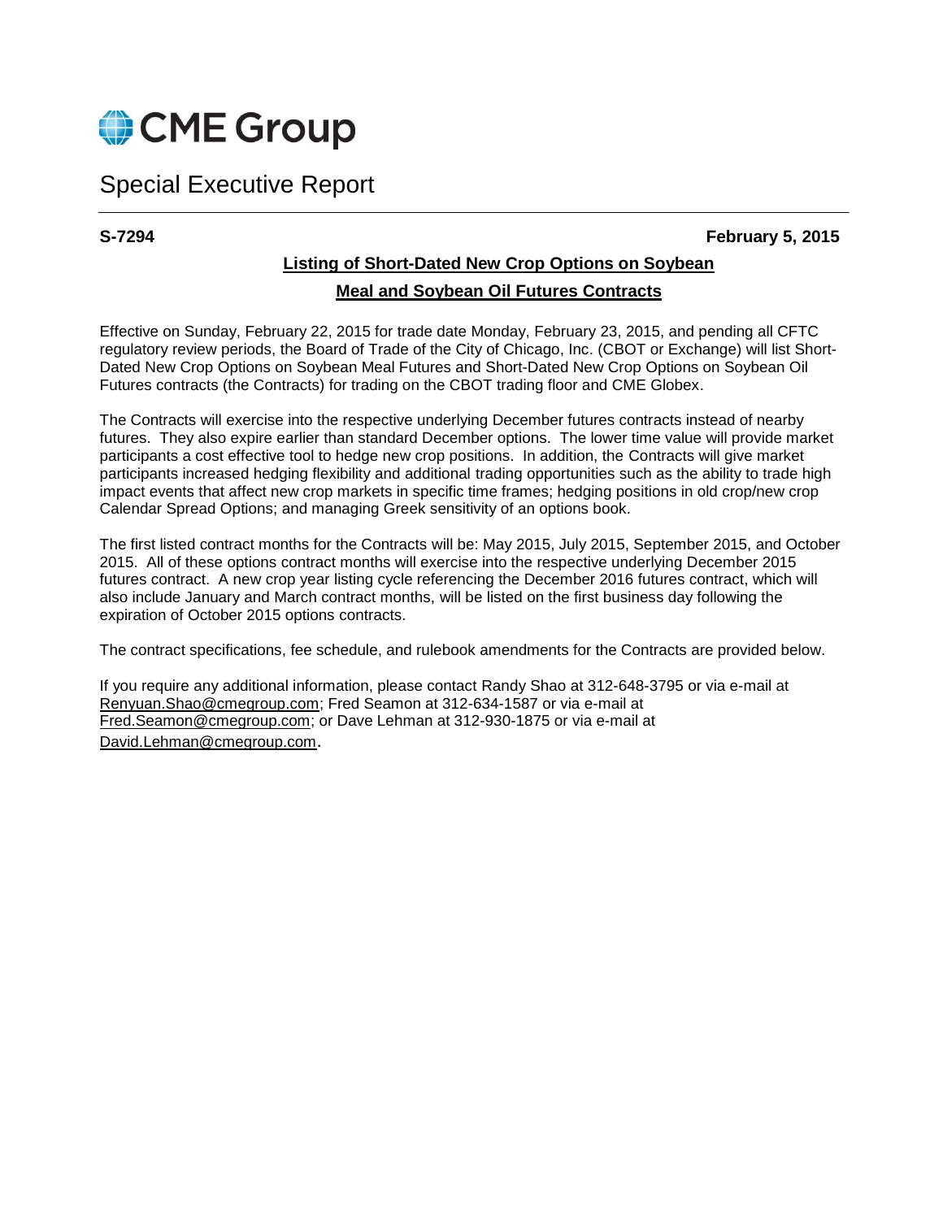# CME Group

## Special Executive Report

**S-7294** **February 5, 2015**

### Listing of Short-Dated New Crop Options on Soybean Meal and Soybean Oil Futures Contracts

Effective on Sunday, February 22, 2015 for trade date Monday, February 23, 2015, and pending all CFTC regulatory review periods, the Board of Trade of the City of Chicago, Inc. (CBOT or Exchange) will list Short-Dated New Crop Options on Soybean Meal Futures and Short-Dated New Crop Options on Soybean Oil Futures contracts (the Contracts) for trading on the CBOT trading floor and CME Globex.

The Contracts will exercise into the respective underlying December futures contracts instead of nearby futures. They also expire earlier than standard December options. The lower time value will provide market participants a cost effective tool to hedge new crop positions. In addition, the Contracts will give market participants increased hedging flexibility and additional trading opportunities such as the ability to trade high impact events that affect new crop markets in specific time frames; hedging positions in old crop/new crop Calendar Spread Options; and managing Greek sensitivity of an options book.

The first listed contract months for the Contracts will be: May 2015, July 2015, September 2015, and October 2015. All of these options contract months will exercise into the respective underlying December 2015 futures contract. A new crop year listing cycle referencing the December 2016 futures contract, which will also include January and March contract months, will be listed on the first business day following the expiration of October 2015 options contracts.

The contract specifications, fee schedule, and rulebook amendments for the Contracts are provided below.

If you require any additional information, please contact Randy Shao at 312-648-3795 or via e-mail at Renyuan.Shao@cmegroup.com; Fred Seamon at 312-634-1587 or via e-mail at Fred.Seamon@cmegroup.com; or Dave Lehman at 312-930-1875 or via e-mail at David.Lehman@cmegroup.com.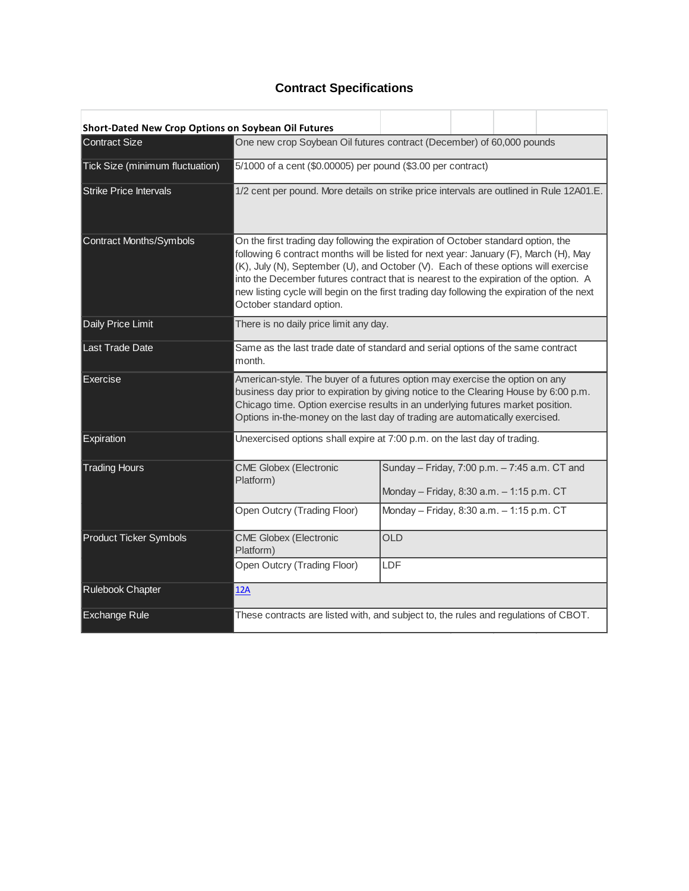## Contract Specifications

| Short-Dated New Crop Options on Soybean Oil Futures | | |
|---|---|---|
| Contract Size | One new crop Soybean Oil futures contract (December) of 60,000 pounds | |
| Tick Size (minimum fluctuation) | 5/1000 of a cent ($0.00005) per pound ($3.00 per contract) | |
| Strike Price Intervals | 1/2 cent per pound. More details on strike price intervals are outlined in Rule 12A01.E. | |
| Contract Months/Symbols | On the first trading day following the expiration of October standard option, the following 6 contract months will be listed for next year: January (F), March (H), May (K), July (N), September (U), and October (V). Each of these options will exercise into the December futures contract that is nearest to the expiration of the option. A new listing cycle will begin on the first trading day following the expiration of the next October standard option. | |
| Daily Price Limit | There is no daily price limit any day. | |
| Last Trade Date | Same as the last trade date of standard and serial options of the same contract month. | |
| Exercise | American-style. The buyer of a futures option may exercise the option on any business day prior to expiration by giving notice to the Clearing House by 6:00 p.m. Chicago time. Option exercise results in an underlying futures market position. Options in-the-money on the last day of trading are automatically exercised. | |
| Expiration | Unexercised options shall expire at 7:00 p.m. on the last day of trading. | |
| Trading Hours | CME Globex (Electronic Platform) | Sunday – Friday, 7:00 p.m. – 7:45 a.m. CT and<br>Monday – Friday, 8:30 a.m. – 1:15 p.m. CT |
| | Open Outcry (Trading Floor) | Monday – Friday, 8:30 a.m. – 1:15 p.m. CT |
| Product Ticker Symbols | CME Globex (Electronic Platform) | OLD |
| | Open Outcry (Trading Floor) | LDF |
| Rulebook Chapter | 12A | |
| Exchange Rule | These contracts are listed with, and subject to, the rules and regulations of CBOT. | |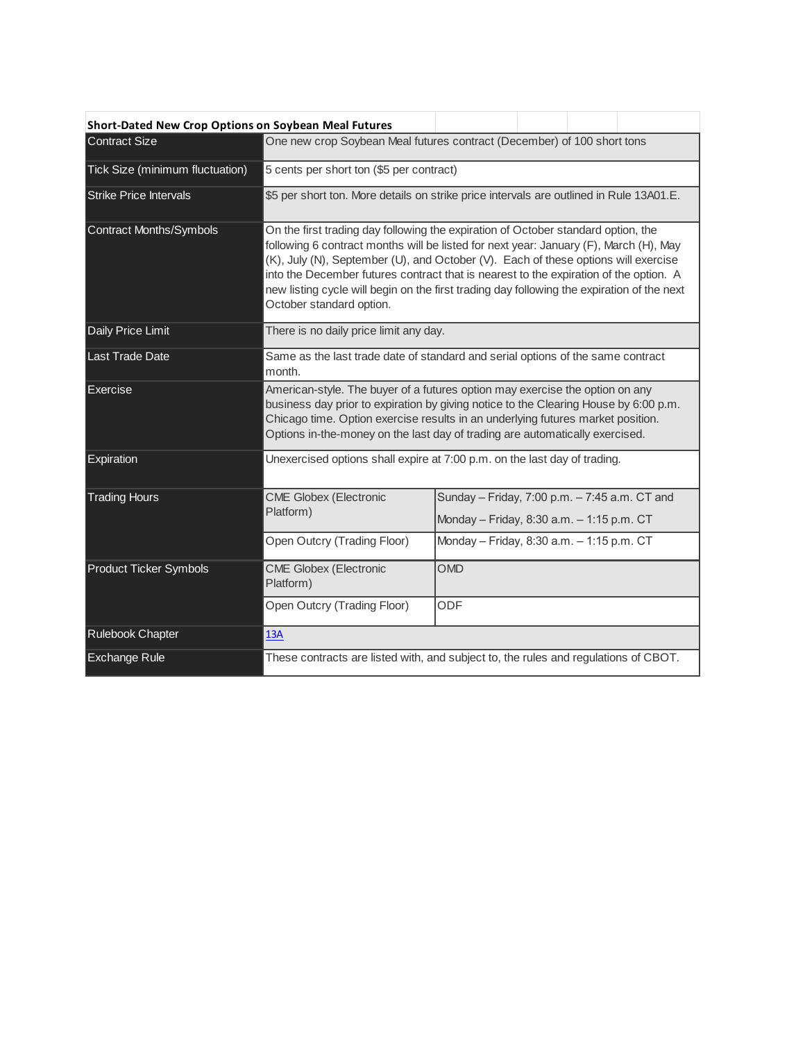| Short-Dated New Crop Options on Soybean Meal Futures | | |
|---|---|---|
| Contract Size | One new crop Soybean Meal futures contract (December) of 100 short tons | |
| Tick Size (minimum fluctuation) | 5 cents per short ton ($5 per contract) | |
| Strike Price Intervals | $5 per short ton. More details on strike price intervals are outlined in Rule 13A01.E. | |
| Contract Months/Symbols | On the first trading day following the expiration of October standard option, the following 6 contract months will be listed for next year: January (F), March (H), May (K), July (N), September (U), and October (V). Each of these options will exercise into the December futures contract that is nearest to the expiration of the option. A new listing cycle will begin on the first trading day following the expiration of the next October standard option. | |
| Daily Price Limit | There is no daily price limit any day. | |
| Last Trade Date | Same as the last trade date of standard and serial options of the same contract month. | |
| Exercise | American-style. The buyer of a futures option may exercise the option on any business day prior to expiration by giving notice to the Clearing House by 6:00 p.m. Chicago time. Option exercise results in an underlying futures market position. Options in-the-money on the last day of trading are automatically exercised. | |
| Expiration | Unexercised options shall expire at 7:00 p.m. on the last day of trading. | |
| Trading Hours | CME Globex (Electronic Platform) | Sunday – Friday, 7:00 p.m. – 7:45 a.m. CT and Monday – Friday, 8:30 a.m. – 1:15 p.m. CT |
| | Open Outcry (Trading Floor) | Monday – Friday, 8:30 a.m. – 1:15 p.m. CT |
| Product Ticker Symbols | CME Globex (Electronic Platform) | OMD |
| | Open Outcry (Trading Floor) | ODF |
| Rulebook Chapter | 13A | |
| Exchange Rule | These contracts are listed with, and subject to, the rules and regulations of CBOT. | |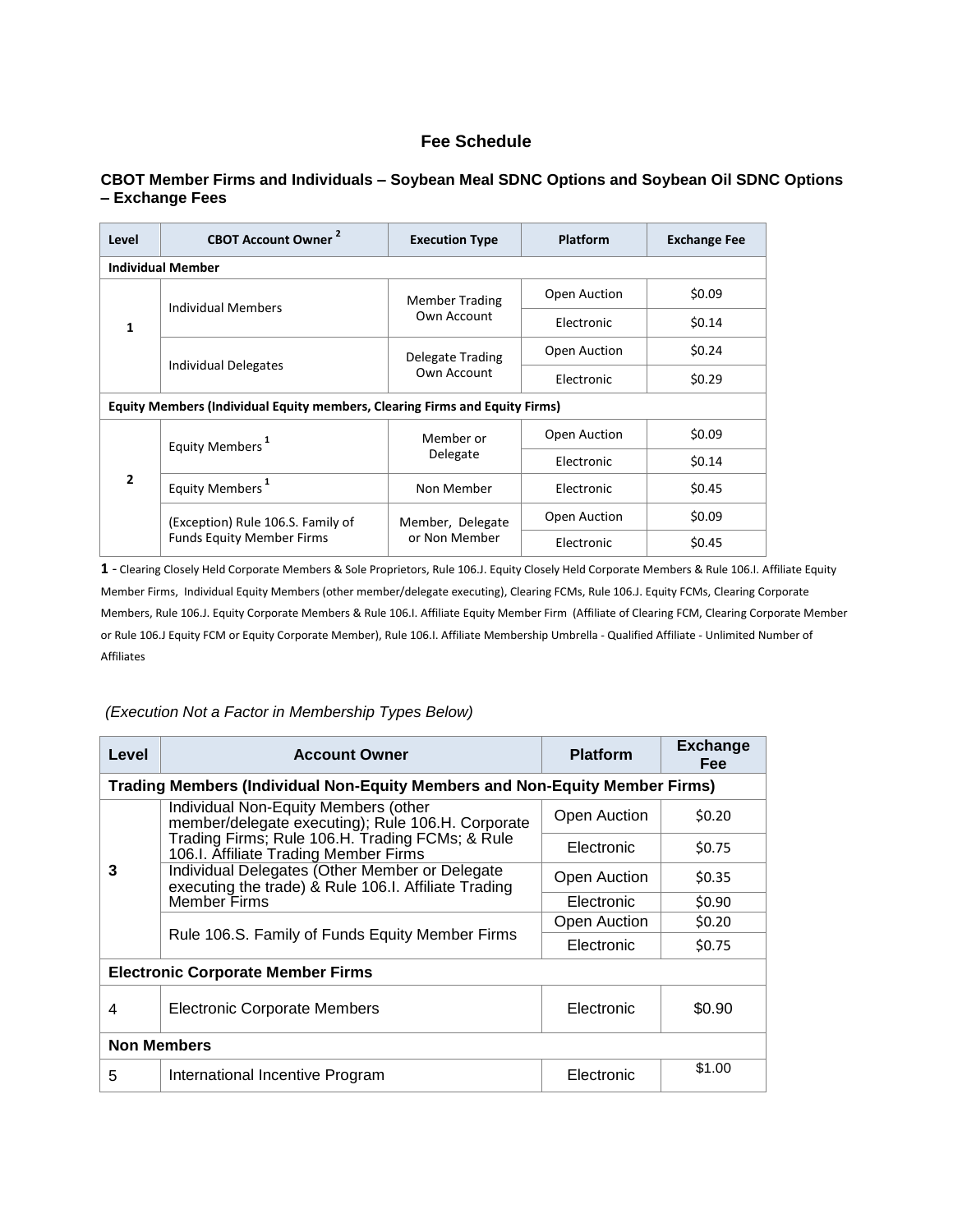## Fee Schedule

### CBOT Member Firms and Individuals – Soybean Meal SDNC Options and Soybean Oil SDNC Options – Exchange Fees

| Level | CBOT Account Owner [2] | Execution Type | Platform | Exchange Fee |
|---|---|---|---|---|
| **Individual Member** | | | | |
| 1 | Individual Members | Member Trading Own Account | Open Auction | $0.09 |
| | | | Electronic | $0.14 |
| | Individual Delegates | Delegate Trading Own Account | Open Auction | $0.24 |
| | | | Electronic | $0.29 |
| **Equity Members (Individual Equity members, Clearing Firms and Equity Firms)** | | | | |
| 2 | Equity Members [1] | Member or Delegate | Open Auction | $0.09 |
| | | | Electronic | $0.14 |
| | Equity Members [1] | Non Member | Electronic | $0.45 |
| | (Exception) Rule 106.S. Family of Funds Equity Member Firms | Member, Delegate or Non Member | Open Auction | $0.09 |
| | | | Electronic | $0.45 |

**1** - Clearing Closely Held Corporate Members & Sole Proprietors, Rule 106.J. Equity Closely Held Corporate Members & Rule 106.I. Affiliate Equity Member Firms, Individual Equity Members (other member/delegate executing), Clearing FCMs, Rule 106.J. Equity FCMs, Clearing Corporate Members, Rule 106.J. Equity Corporate Members & Rule 106.I. Affiliate Equity Member Firm (Affiliate of Clearing FCM, Clearing Corporate Member or Rule 106.J Equity FCM or Equity Corporate Member), Rule 106.I. Affiliate Membership Umbrella - Qualified Affiliate - Unlimited Number of Affiliates

*(Execution Not a Factor in Membership Types Below)*

| Level | Account Owner | Platform | Exchange Fee |
|---|---|---|---|
| **Trading Members (Individual Non-Equity Members and Non-Equity Member Firms)** | | | |
| 3 | Individual Non-Equity Members (other member/delegate executing); Rule 106.H. Corporate Trading Firms; Rule 106.H. Trading FCMs; & Rule 106.I. Affiliate Trading Member Firms | Open Auction | $0.20 |
| | | Electronic | $0.75 |
| | Individual Delegates (Other Member or Delegate executing the trade) & Rule 106.I. Affiliate Trading Member Firms | Open Auction | $0.35 |
| | | Electronic | $0.90 |
| | Rule 106.S. Family of Funds Equity Member Firms | Open Auction | $0.20 |
| | | Electronic | $0.75 |
| **Electronic Corporate Member Firms** | | | |
| 4 | Electronic Corporate Members | Electronic | $0.90 |
| **Non Members** | | | |
| 5 | International Incentive Program | Electronic | $1.00 |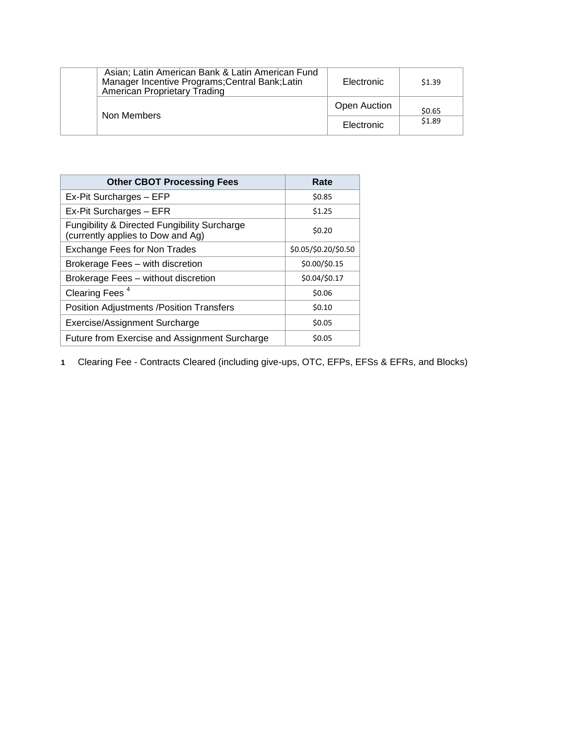| | | | |
|---|---|---|---|
| | Asian; Latin American Bank & Latin American Fund Manager Incentive Programs;Central Bank;Latin American Proprietary Trading | Electronic | $1.39 |
| | Non Members | Open Auction | $0.65 |
| | | Electronic | $1.89 |

| Other CBOT Processing Fees | Rate |
|---|---|
| Ex-Pit Surcharges – EFP | $0.85 |
| Ex-Pit Surcharges – EFR | $1.25 |
| Fungibility & Directed Fungibility Surcharge (currently applies to Dow and Ag) | $0.20 |
| Exchange Fees for Non Trades | $0.05/$0.20/$0.50 |
| Brokerage Fees – with discretion | $0.00/$0.15 |
| Brokerage Fees – without discretion | $0.04/$0.17 |
| Clearing Fees [4] | $0.06 |
| Position Adjustments /Position Transfers | $0.10 |
| Exercise/Assignment Surcharge | $0.05 |
| Future from Exercise and Assignment Surcharge | $0.05 |

**1** Clearing Fee - Contracts Cleared (including give-ups, OTC, EFPs, EFSs & EFRs, and Blocks)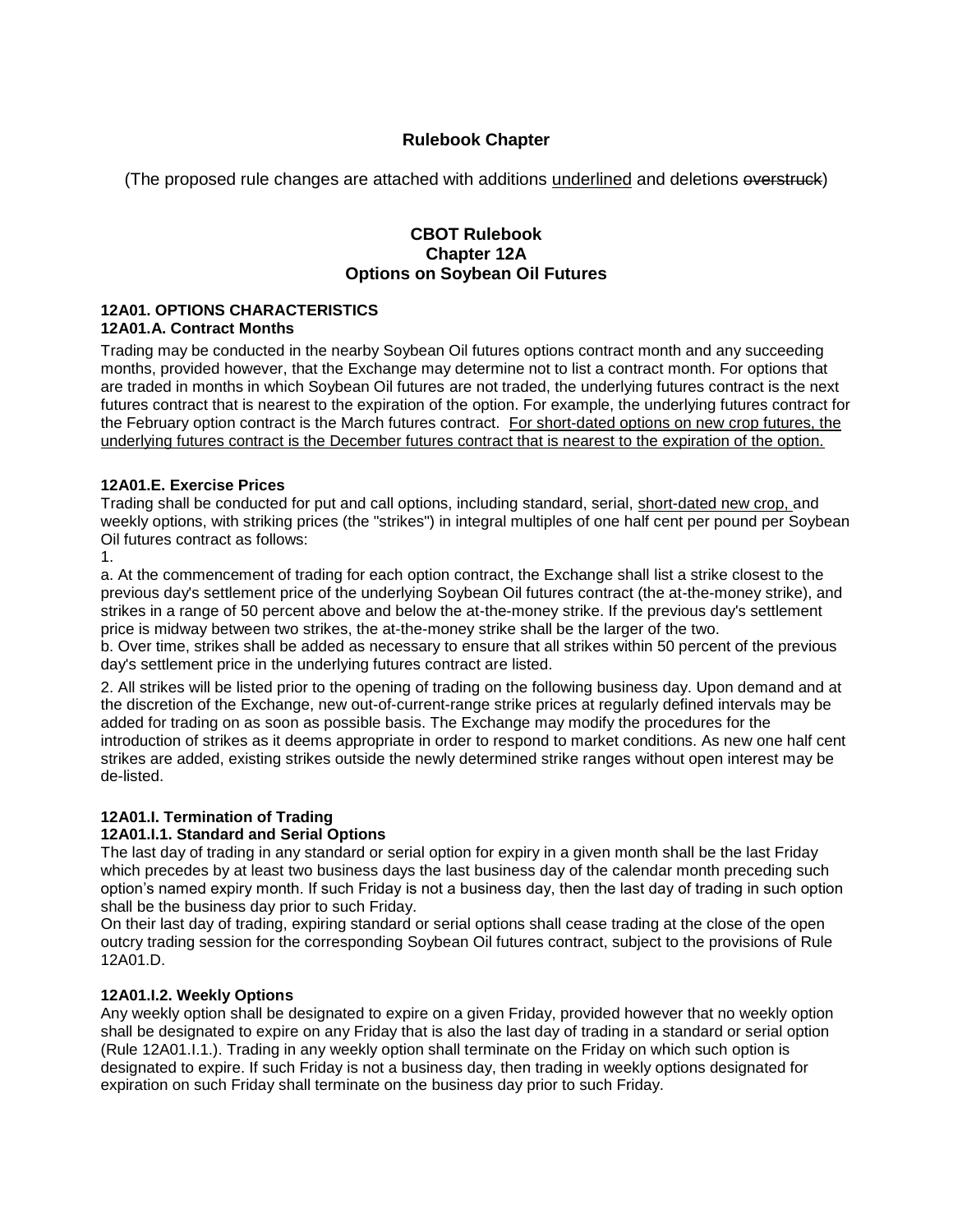**Rulebook Chapter**

(The proposed rule changes are attached with additions <u>underlined</u> and deletions ~~overstruck~~)

**CBOT Rulebook**
**Chapter 12A**
**Options on Soybean Oil Futures**

**12A01. OPTIONS CHARACTERISTICS**

**12A01.A. Contract Months**

Trading may be conducted in the nearby Soybean Oil futures options contract month and any succeeding months, provided however, that the Exchange may determine not to list a contract month. For options that are traded in months in which Soybean Oil futures are not traded, the underlying futures contract is the next futures contract that is nearest to the expiration of the option. For example, the underlying futures contract for the February option contract is the March futures contract. <u>For short-dated options on new crop futures, the underlying futures contract is the December futures contract that is nearest to the expiration of the option.</u>

**12A01.E. Exercise Prices**

Trading shall be conducted for put and call options, including standard, serial, <u>short-dated new crop,</u> and weekly options, with striking prices (the "strikes") in integral multiples of one half cent per pound per Soybean Oil futures contract as follows:

1.

a. At the commencement of trading for each option contract, the Exchange shall list a strike closest to the previous day's settlement price of the underlying Soybean Oil futures contract (the at-the-money strike), and strikes in a range of 50 percent above and below the at-the-money strike. If the previous day's settlement price is midway between two strikes, the at-the-money strike shall be the larger of the two.

b. Over time, strikes shall be added as necessary to ensure that all strikes within 50 percent of the previous day's settlement price in the underlying futures contract are listed.

2. All strikes will be listed prior to the opening of trading on the following business day. Upon demand and at the discretion of the Exchange, new out-of-current-range strike prices at regularly defined intervals may be added for trading on as soon as possible basis. The Exchange may modify the procedures for the introduction of strikes as it deems appropriate in order to respond to market conditions. As new one half cent strikes are added, existing strikes outside the newly determined strike ranges without open interest may be de-listed.

**12A01.I. Termination of Trading**

**12A01.I.1. Standard and Serial Options**

The last day of trading in any standard or serial option for expiry in a given month shall be the last Friday which precedes by at least two business days the last business day of the calendar month preceding such option's named expiry month. If such Friday is not a business day, then the last day of trading in such option shall be the business day prior to such Friday.

On their last day of trading, expiring standard or serial options shall cease trading at the close of the open outcry trading session for the corresponding Soybean Oil futures contract, subject to the provisions of Rule 12A01.D.

**12A01.I.2. Weekly Options**

Any weekly option shall be designated to expire on a given Friday, provided however that no weekly option shall be designated to expire on any Friday that is also the last day of trading in a standard or serial option (Rule 12A01.I.1.). Trading in any weekly option shall terminate on the Friday on which such option is designated to expire. If such Friday is not a business day, then trading in weekly options designated for expiration on such Friday shall terminate on the business day prior to such Friday.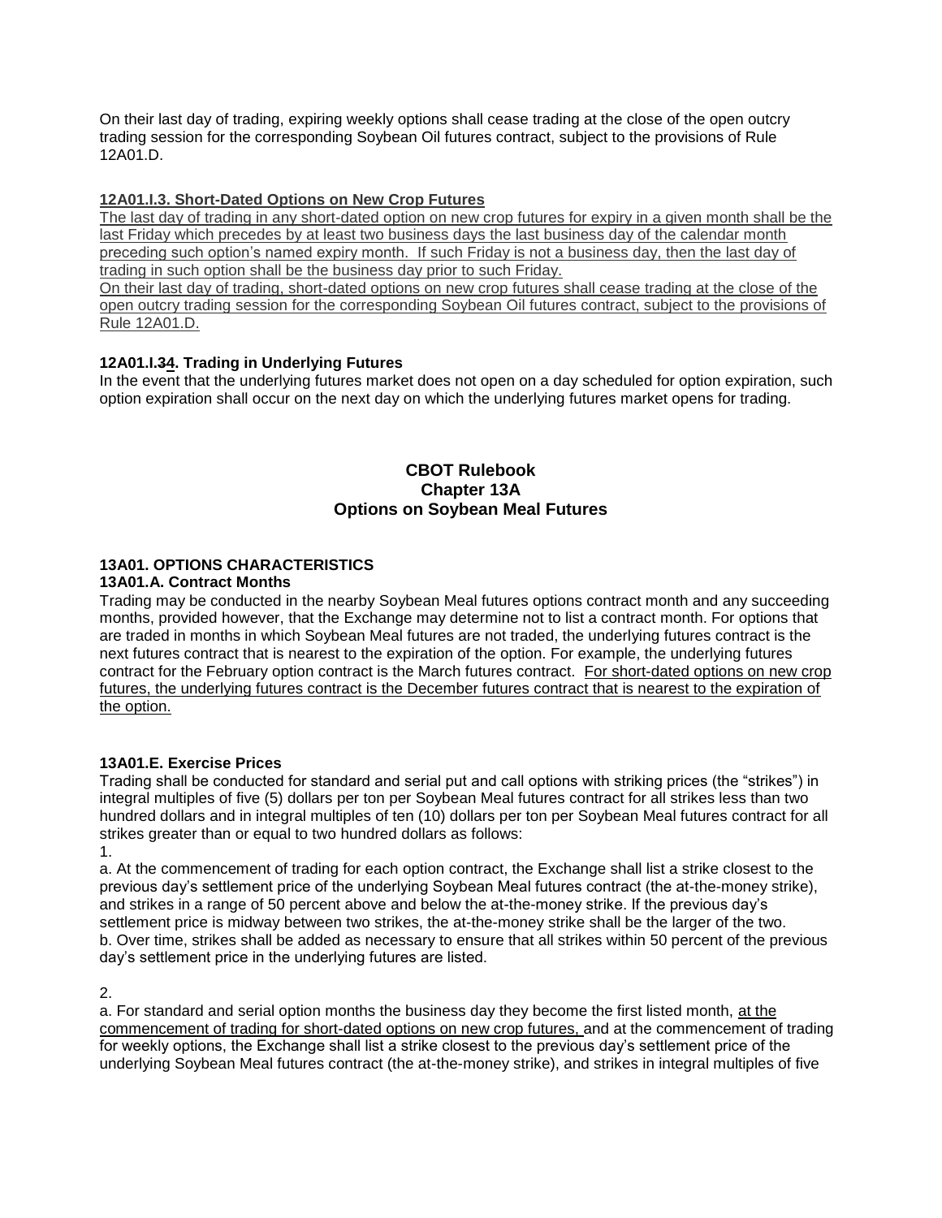On their last day of trading, expiring weekly options shall cease trading at the close of the open outcry trading session for the corresponding Soybean Oil futures contract, subject to the provisions of Rule 12A01.D.

**12A01.I.3. Short-Dated Options on New Crop Futures**

The last day of trading in any short-dated option on new crop futures for expiry in a given month shall be the last Friday which precedes by at least two business days the last business day of the calendar month preceding such option's named expiry month. If such Friday is not a business day, then the last day of trading in such option shall be the business day prior to such Friday.

On their last day of trading, short-dated options on new crop futures shall cease trading at the close of the open outcry trading session for the corresponding Soybean Oil futures contract, subject to the provisions of Rule 12A01.D.

**12A01.I.34. Trading in Underlying Futures**

In the event that the underlying futures market does not open on a day scheduled for option expiration, such option expiration shall occur on the next day on which the underlying futures market opens for trading.

## CBOT Rulebook
## Chapter 13A
## Options on Soybean Meal Futures

**13A01. OPTIONS CHARACTERISTICS**

**13A01.A. Contract Months**

Trading may be conducted in the nearby Soybean Meal futures options contract month and any succeeding months, provided however, that the Exchange may determine not to list a contract month. For options that are traded in months in which Soybean Meal futures are not traded, the underlying futures contract is the next futures contract that is nearest to the expiration of the option. For example, the underlying futures contract for the February option contract is the March futures contract. For short-dated options on new crop futures, the underlying futures contract is the December futures contract that is nearest to the expiration of the option.

**13A01.E. Exercise Prices**

Trading shall be conducted for standard and serial put and call options with striking prices (the "strikes") in integral multiples of five (5) dollars per ton per Soybean Meal futures contract for all strikes less than two hundred dollars and in integral multiples of ten (10) dollars per ton per Soybean Meal futures contract for all strikes greater than or equal to two hundred dollars as follows:

1.

a. At the commencement of trading for each option contract, the Exchange shall list a strike closest to the previous day's settlement price of the underlying Soybean Meal futures contract (the at-the-money strike), and strikes in a range of 50 percent above and below the at-the-money strike. If the previous day's settlement price is midway between two strikes, the at-the-money strike shall be the larger of the two.

b. Over time, strikes shall be added as necessary to ensure that all strikes within 50 percent of the previous day's settlement price in the underlying futures are listed.

2.

a. For standard and serial option months the business day they become the first listed month, at the commencement of trading for short-dated options on new crop futures, and at the commencement of trading for weekly options, the Exchange shall list a strike closest to the previous day's settlement price of the underlying Soybean Meal futures contract (the at-the-money strike), and strikes in integral multiples of five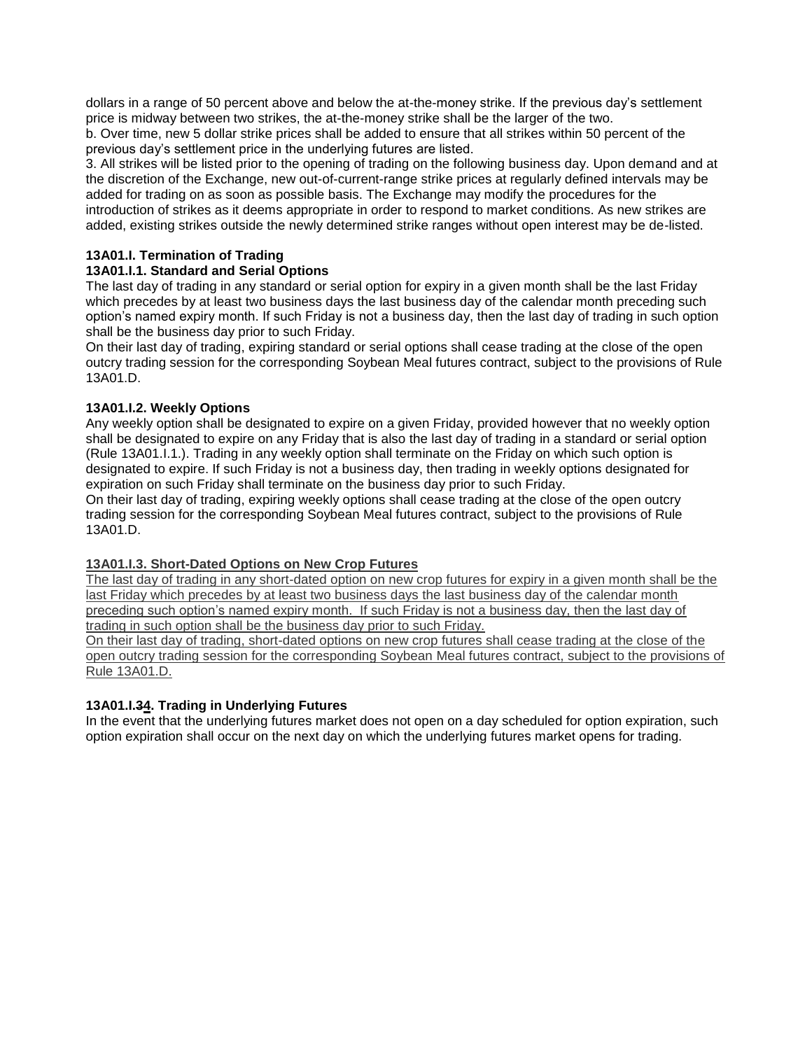dollars in a range of 50 percent above and below the at-the-money strike. If the previous day's settlement price is midway between two strikes, the at-the-money strike shall be the larger of the two.
b. Over time, new 5 dollar strike prices shall be added to ensure that all strikes within 50 percent of the previous day's settlement price in the underlying futures are listed.
3. All strikes will be listed prior to the opening of trading on the following business day. Upon demand and at the discretion of the Exchange, new out-of-current-range strike prices at regularly defined intervals may be added for trading on as soon as possible basis. The Exchange may modify the procedures for the introduction of strikes as it deems appropriate in order to respond to market conditions. As new strikes are added, existing strikes outside the newly determined strike ranges without open interest may be de-listed.

**13A01.I. Termination of Trading**

**13A01.I.1. Standard and Serial Options**

The last day of trading in any standard or serial option for expiry in a given month shall be the last Friday which precedes by at least two business days the last business day of the calendar month preceding such option's named expiry month. If such Friday is not a business day, then the last day of trading in such option shall be the business day prior to such Friday.
On their last day of trading, expiring standard or serial options shall cease trading at the close of the open outcry trading session for the corresponding Soybean Meal futures contract, subject to the provisions of Rule 13A01.D.

**13A01.I.2. Weekly Options**

Any weekly option shall be designated to expire on a given Friday, provided however that no weekly option shall be designated to expire on any Friday that is also the last day of trading in a standard or serial option (Rule 13A01.I.1.). Trading in any weekly option shall terminate on the Friday on which such option is designated to expire. If such Friday is not a business day, then trading in weekly options designated for expiration on such Friday shall terminate on the business day prior to such Friday.
On their last day of trading, expiring weekly options shall cease trading at the close of the open outcry trading session for the corresponding Soybean Meal futures contract, subject to the provisions of Rule 13A01.D.

**13A01.I.3. Short-Dated Options on New Crop Futures**

The last day of trading in any short-dated option on new crop futures for expiry in a given month shall be the last Friday which precedes by at least two business days the last business day of the calendar month preceding such option's named expiry month. If such Friday is not a business day, then the last day of trading in such option shall be the business day prior to such Friday.
On their last day of trading, short-dated options on new crop futures shall cease trading at the close of the open outcry trading session for the corresponding Soybean Meal futures contract, subject to the provisions of Rule 13A01.D.

**13A01.I.~~3~~4. Trading in Underlying Futures**

In the event that the underlying futures market does not open on a day scheduled for option expiration, such option expiration shall occur on the next day on which the underlying futures market opens for trading.